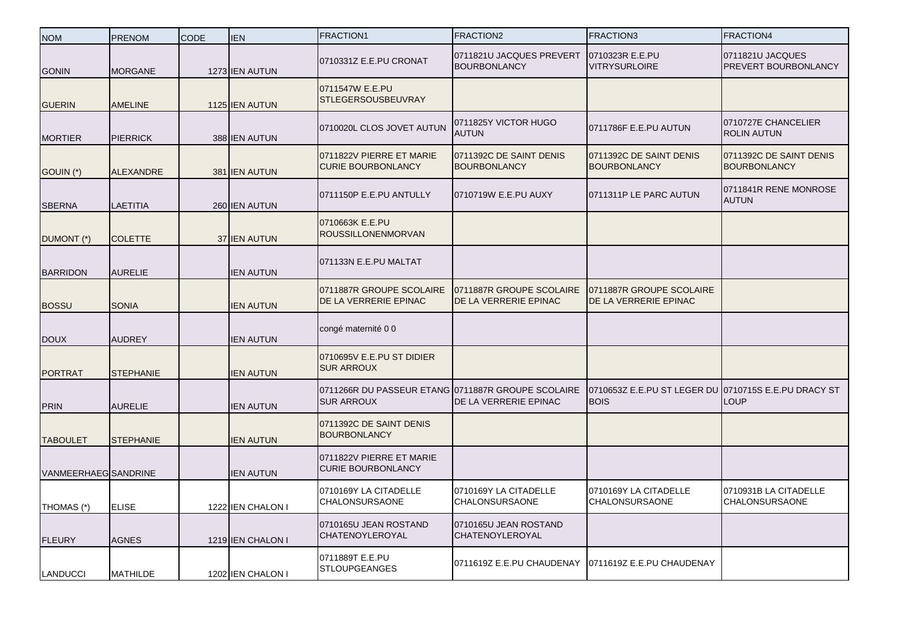| NOM | PRENOM | CODE | IEN | FRACTION1 | FRACTION2 | FRACTION3 | FRACTION4 |
|---|---|---|---|---|---|---|---|
| GONIN | MORGANE | 1273 | IEN AUTUN | 0710331Z E.E.PU CRONAT | 0711821U JACQUES PREVERT BOURBONLANCY | 0710323R E.E.PU VITRYSURLOIRE | 0711821U JACQUES PREVERT BOURBONLANCY |
| GUERIN | AMELINE | 1125 | IEN AUTUN | 0711547W E.E.PU STLEGERSOUSBEUVRAY | | | |
| MORTIER | PIERRICK | 388 | IEN AUTUN | 0710020L CLOS JOVET AUTUN | 0711825Y VICTOR HUGO AUTUN | 0711786F E.E.PU AUTUN | 0710727E CHANCELIER ROLIN AUTUN |
| GOUIN (*) | ALEXANDRE | 381 | IEN AUTUN | 0711822V PIERRE ET MARIE CURIE BOURBONLANCY | 0711392C DE SAINT DENIS BOURBONLANCY | 0711392C DE SAINT DENIS BOURBONLANCY | 0711392C DE SAINT DENIS BOURBONLANCY |
| SBERNA | LAETITIA | 260 | IEN AUTUN | 0711150P E.E.PU ANTULLY | 0710719W E.E.PU AUXY | 0711311P LE PARC AUTUN | 0711841R RENE MONROSE AUTUN |
| DUMONT (*) | COLETTE | 37 | IEN AUTUN | 0710663K E.E.PU ROUSSILLONENMORVAN | | | |
| BARRIDON | AURELIE | | IEN AUTUN | 071133N E.E.PU MALTAT | | | |
| BOSSU | SONIA | | IEN AUTUN | 0711887R GROUPE SCOLAIRE DE LA VERRERIE EPINAC | 0711887R GROUPE SCOLAIRE DE LA VERRERIE EPINAC | 0711887R GROUPE SCOLAIRE DE LA VERRERIE EPINAC | |
| DOUX | AUDREY | | IEN AUTUN | congé maternité 0 0 | | | |
| PORTRAT | STEPHANIE | | IEN AUTUN | 0710695V E.E.PU ST DIDIER SUR ARROUX | | | |
| PRIN | AURELIE | | IEN AUTUN | 0711266R DU PASSEUR ETANG SUR ARROUX | 0711887R GROUPE SCOLAIRE DE LA VERRERIE EPINAC | 0710653Z E.E.PU ST LEGER DU BOIS | 0710715S E.E.PU DRACY ST LOUP |
| TABOULET | STEPHANIE | | IEN AUTUN | 0711392C DE SAINT DENIS BOURBONLANCY | | | |
| VANMEERHAEG | SANDRINE | | IEN AUTUN | 0711822V PIERRE ET MARIE CURIE BOURBONLANCY | | | |
| THOMAS (*) | ELISE | 1222 | IEN CHALON I | 0710169Y LA CITADELLE CHALONSURSAONE | 0710169Y LA CITADELLE CHALONSURSAONE | 0710169Y LA CITADELLE CHALONSURSAONE | 0710931B LA CITADELLE CHALONSURSAONE |
| FLEURY | AGNES | 1219 | IEN CHALON I | 0710165U JEAN ROSTAND CHATENOYLEROYAL | 0710165U JEAN ROSTAND CHATENOYLEROYAL | | |
| LANDUCCI | MATHILDE | 1202 | IEN CHALON I | 0711889T E.E.PU STLOUPGEANGES | 0711619Z E.E.PU CHAUDENAY | 0711619Z E.E.PU CHAUDENAY | |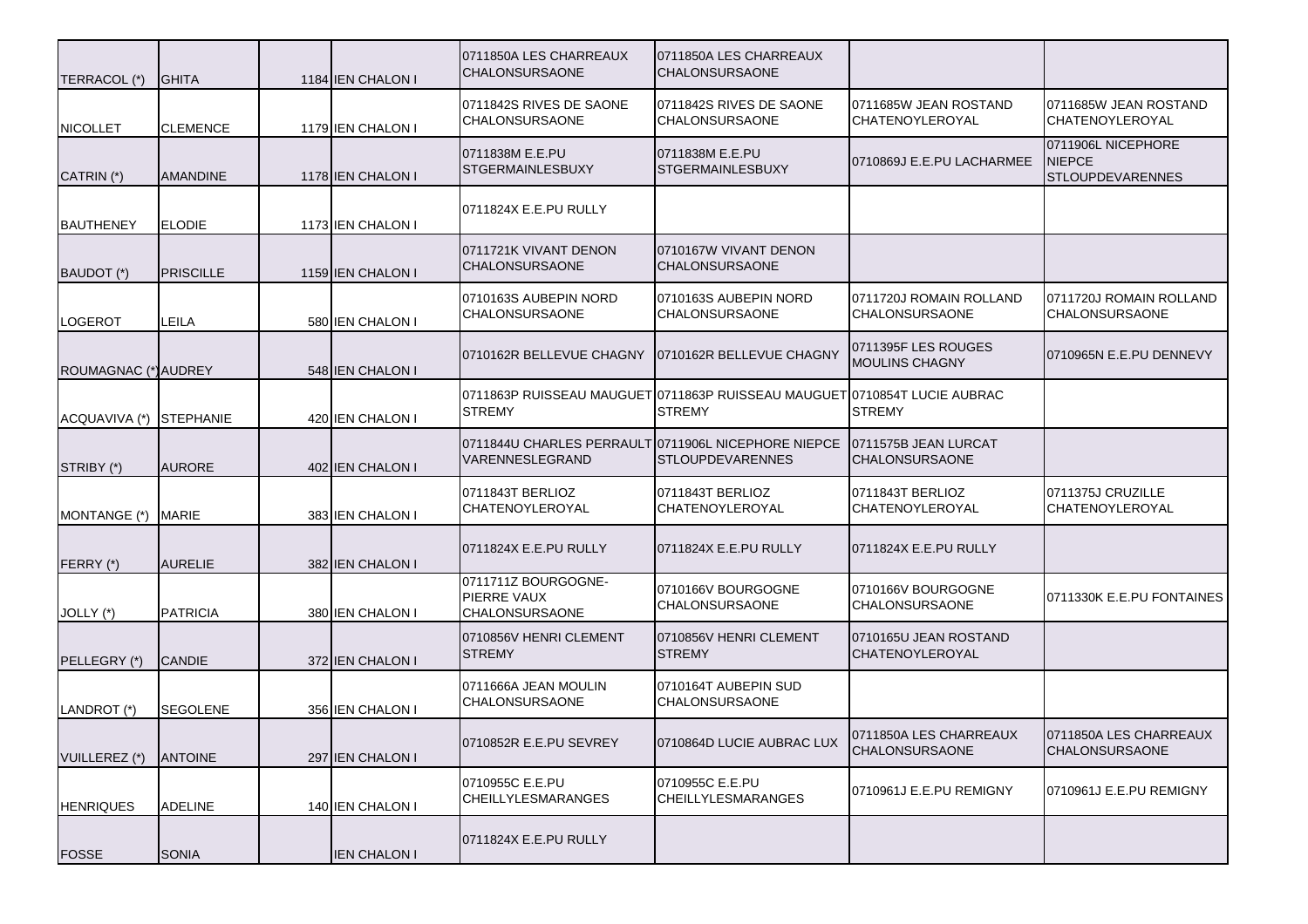| | | | | | | | |
|---|---|---|---|---|---|---|---|
| TERRACOL (*) | GHITA | 1184 | IEN CHALON I | 0711850A LES CHARREAUX CHALONSURSAONE | 0711850A LES CHARREAUX CHALONSURSAONE | | |
| NICOLLET | CLEMENCE | 1179 | IEN CHALON I | 0711842S RIVES DE SAONE CHALONSURSAONE | 0711842S RIVES DE SAONE CHALONSURSAONE | 0711685W JEAN ROSTAND CHATENOYLEROYAL | 0711685W JEAN ROSTAND CHATENOYLEROYAL |
| CATRIN (*) | AMANDINE | 1178 | IEN CHALON I | 0711838M E.E.PU STGERMAINLESBUXY | 0711838M E.E.PU STGERMAINLESBUXY | 0710869J E.E.PU LACHARMEE | 0711906L NICEPHORE NIEPCE STLOUPDEVARENNES |
| BAUTHENEY | ELODIE | 1173 | IEN CHALON I | 0711824X E.E.PU RULLY | | | |
| BAUDOT (*) | PRISCILLE | 1159 | IEN CHALON I | 0711721K VIVANT DENON CHALONSURSAONE | 0710167W VIVANT DENON CHALONSURSAONE | | |
| LOGEROT | LEILA | 580 | IEN CHALON I | 0710163S AUBEPIN NORD CHALONSURSAONE | 0710163S AUBEPIN NORD CHALONSURSAONE | 0711720J ROMAIN ROLLAND CHALONSURSAONE | 0711720J ROMAIN ROLLAND CHALONSURSAONE |
| ROUMAGNAC (*) | AUDREY | 548 | IEN CHALON I | 0710162R BELLEVUE CHAGNY | 0710162R BELLEVUE CHAGNY | 0711395F LES ROUGES MOULINS CHAGNY | 0710965N E.E.PU DENNEVY |
| ACQUAVIVA (*) | STEPHANIE | 420 | IEN CHALON I | 0711863P RUISSEAU MAUGUET STREMY | 0711863P RUISSEAU MAUGUET STREMY | 0710854T LUCIE AUBRAC STREMY | |
| STRIBY (*) | AURORE | 402 | IEN CHALON I | 0711844U CHARLES PERRAULT VARENNESLEGRAND | 0711906L NICEPHORE NIEPCE STLOUPDEVARENNES | 0711575B JEAN LURCAT CHALONSURSAONE | |
| MONTANGE (*) | MARIE | 383 | IEN CHALON I | 0711843T BERLIOZ CHATENOYLEROYAL | 0711843T BERLIOZ CHATENOYLEROYAL | 0711843T BERLIOZ CHATENOYLEROYAL | 0711375J CRUZILLE CHATENOYLEROYAL |
| FERRY (*) | AURELIE | 382 | IEN CHALON I | 0711824X E.E.PU RULLY | 0711824X E.E.PU RULLY | 0711824X E.E.PU RULLY | |
| JOLLY (*) | PATRICIA | 380 | IEN CHALON I | 0711711Z BOURGOGNE-PIERRE VAUX CHALONSURSAONE | 0710166V BOURGOGNE CHALONSURSAONE | 0710166V BOURGOGNE CHALONSURSAONE | 0711330K E.E.PU FONTAINES |
| PELLEGRY (*) | CANDIE | 372 | IEN CHALON I | 0710856V HENRI CLEMENT STREMY | 0710856V HENRI CLEMENT STREMY | 0710165U JEAN ROSTAND CHATENOYLEROYAL | |
| LANDROT (*) | SEGOLENE | 356 | IEN CHALON I | 0711666A JEAN MOULIN CHALONSURSAONE | 0710164T AUBEPIN SUD CHALONSURSAONE | | |
| VUILLEREZ (*) | ANTOINE | 297 | IEN CHALON I | 0710852R E.E.PU SEVREY | 0710864D LUCIE AUBRAC LUX | 0711850A LES CHARREAUX CHALONSURSAONE | 0711850A LES CHARREAUX CHALONSURSAONE |
| HENRIQUES | ADELINE | 140 | IEN CHALON I | 0710955C E.E.PU CHEILLYLESMARANGES | 0710955C E.E.PU CHEILLYLESMARANGES | 0710961J E.E.PU REMIGNY | 0710961J E.E.PU REMIGNY |
| FOSSE | SONIA | | IEN CHALON I | 0711824X E.E.PU RULLY | | | |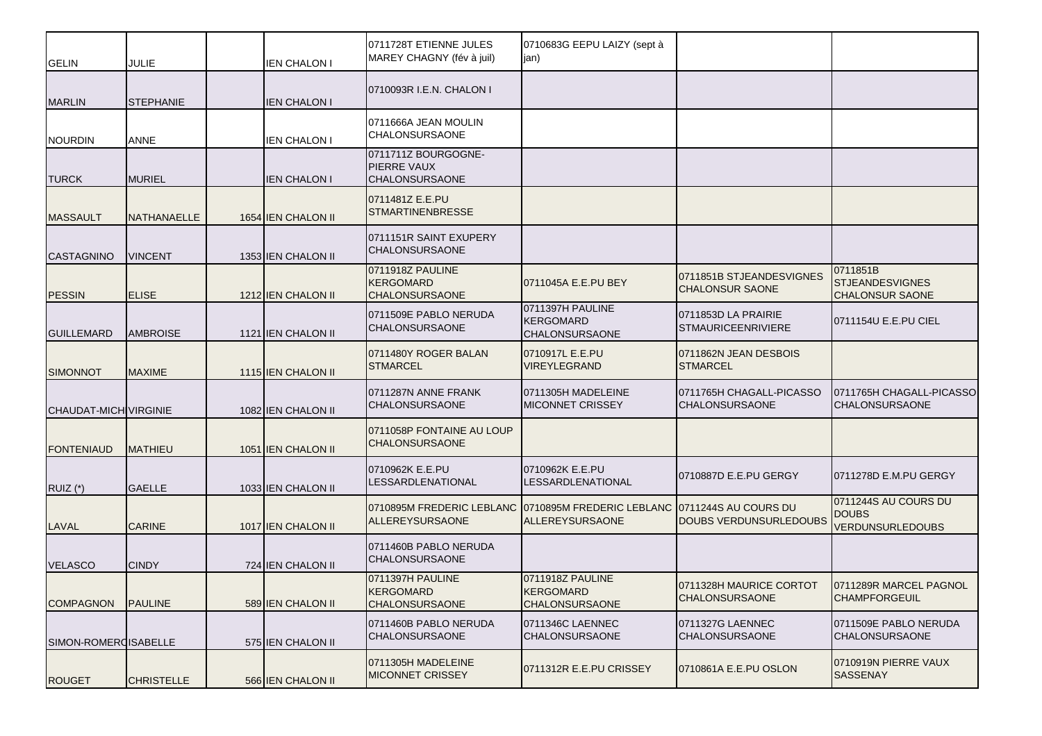| | | | | | | | |
|---|---|---|---|---|---|---|---|
| GELIN | JULIE | | IEN CHALON I | 0711728T ETIENNE JULES MAREY CHAGNY (fév à juil) | 0710683G EEPU LAIZY (sept à jan) | | |
| MARLIN | STEPHANIE | | IEN CHALON I | 0710093R I.E.N. CHALON I | | | |
| NOURDIN | ANNE | | IEN CHALON I | 0711666A JEAN MOULIN CHALONSURSAONE | | | |
| TURCK | MURIEL | | IEN CHALON I | 0711711Z BOURGOGNE-PIERRE VAUX CHALONSURSAONE | | | |
| MASSAULT | NATHANAELLE | 1654 | IEN CHALON II | 0711481Z E.E.PU STMARTINENBRESSE | | | |
| CASTAGNINO | VINCENT | 1353 | IEN CHALON II | 0711151R SAINT EXUPERY CHALONSURSAONE | | | |
| PESSIN | ELISE | 1212 | IEN CHALON II | 0711918Z PAULINE KERGOMARD CHALONSURSAONE | 0711045A E.E.PU BEY | 0711851B STJEANDESVIGNES CHALONSUR SAONE | 0711851B STJEANDESVIGNES CHALONSUR SAONE |
| GUILLEMARD | AMBROISE | 1121 | IEN CHALON II | 0711509E PABLO NERUDA CHALONSURSAONE | 0711397H PAULINE KERGOMARD CHALONSURSAONE | 0711853D LA PRAIRIE STMAURICEENRIVIERE | 0711154U E.E.PU CIEL |
| SIMONNOT | MAXIME | 1115 | IEN CHALON II | 0711480Y ROGER BALAN STMARCEL | 0710917L E.E.PU VIREYLEGRAND | 0711862N JEAN DESBOIS STMARCEL | |
| CHAUDAT-MICH | VIRGINIE | 1082 | IEN CHALON II | 0711287N ANNE FRANK CHALONSURSAONE | 0711305H MADELEINE MICONNET CRISSEY | 0711765H CHAGALL-PICASSO CHALONSURSAONE | 0711765H CHAGALL-PICASSO CHALONSURSAONE |
| FONTENIAUD | MATHIEU | 1051 | IEN CHALON II | 0711058P FONTAINE AU LOUP CHALONSURSAONE | | | |
| RUIZ (*) | GAELLE | 1033 | IEN CHALON II | 0710962K E.E.PU LESSARDLENATIONAL | 0710962K E.E.PU LESSARDLENATIONAL | 0710887D E.E.PU GERGY | 0711278D E.M.PU GERGY |
| LAVAL | CARINE | 1017 | IEN CHALON II | 0710895M FREDERIC LEBLANC ALLEREYSURSAONE | 0710895M FREDERIC LEBLANC ALLEREYSURSAONE | 0711244S AU COURS DU DOUBS VERDUNSURLEDOUBS | 0711244S AU COURS DU DOUBS VERDUNSURLEDOUBS |
| VELASCO | CINDY | 724 | IEN CHALON II | 0711460B PABLO NERUDA CHALONSURSAONE | | | |
| COMPAGNON | PAULINE | 589 | IEN CHALON II | 0711397H PAULINE KERGOMARD CHALONSURSAONE | 0711918Z PAULINE KERGOMARD CHALONSURSAONE | 0711328H MAURICE CORTOT CHALONSURSAONE | 0711289R MARCEL PAGNOL CHAMPFORGEUIL |
| SIMON-ROMERO | ISABELLE | 575 | IEN CHALON II | 0711460B PABLO NERUDA CHALONSURSAONE | 0711346C LAENNEC CHALONSURSAONE | 0711327G LAENNEC CHALONSURSAONE | 0711509E PABLO NERUDA CHALONSURSAONE |
| ROUGET | CHRISTELLE | 566 | IEN CHALON II | 0711305H MADELEINE MICONNET CRISSEY | 0711312R E.E.PU CRISSEY | 0710861A E.E.PU OSLON | 0710919N PIERRE VAUX SASSENAY |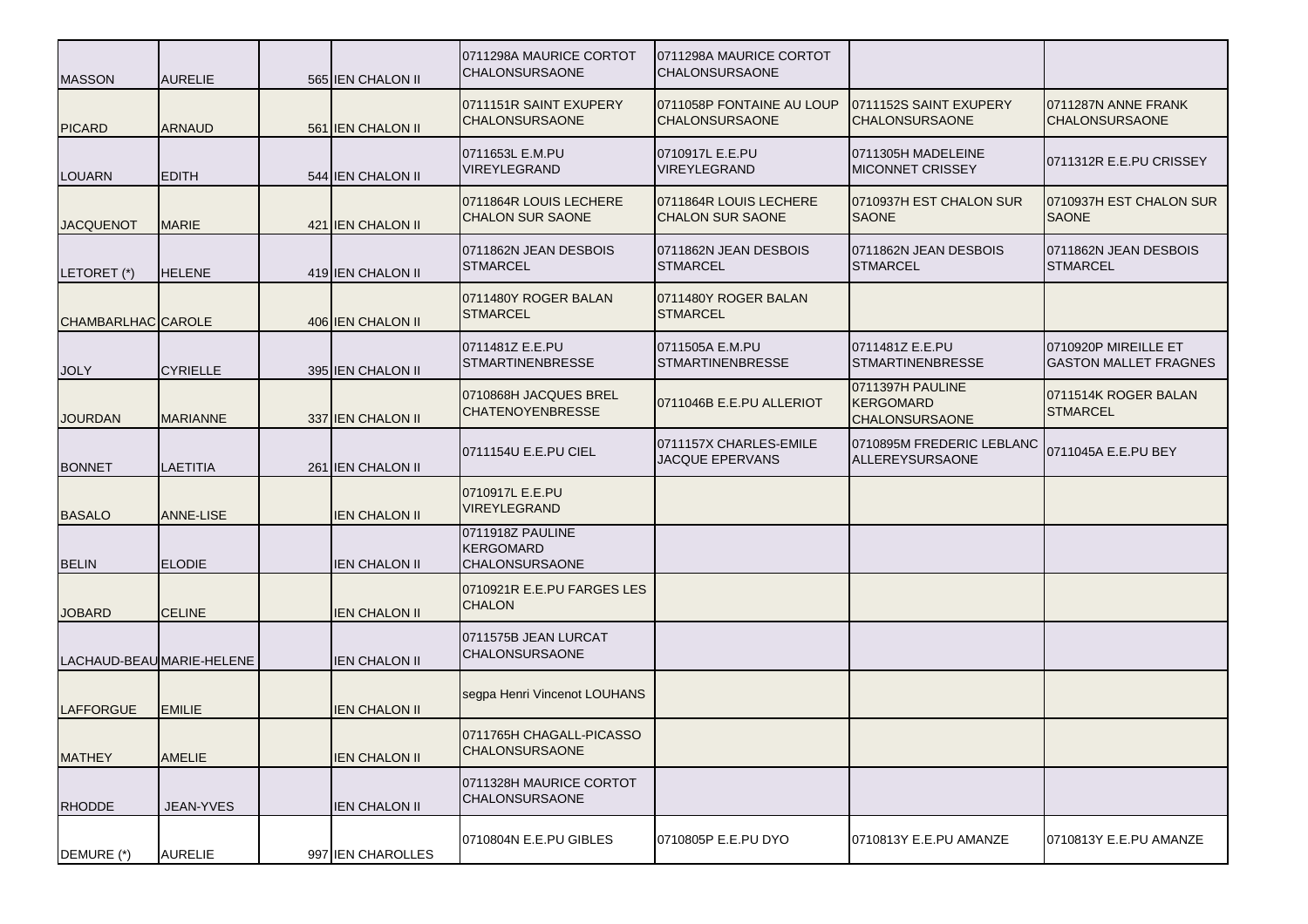| | | | | | | | |
|---|---|---|---|---|---|---|---|
| MASSON | AURELIE | 565 | IEN CHALON II | 0711298A MAURICE CORTOT CHALONSURSAONE | 0711298A MAURICE CORTOT CHALONSURSAONE | | |
| PICARD | ARNAUD | 561 | IEN CHALON II | 0711151R SAINT EXUPERY CHALONSURSAONE | 0711058P FONTAINE AU LOUP CHALONSURSAONE | 0711152S SAINT EXUPERY CHALONSURSAONE | 0711287N ANNE FRANK CHALONSURSAONE |
| LOUARN | EDITH | 544 | IEN CHALON II | 0711653L E.M.PU VIREYLEGRAND | 0710917L E.E.PU VIREYLEGRAND | 0711305H MADELEINE MICONNET CRISSEY | 0711312R E.E.PU CRISSEY |
| JACQUENOT | MARIE | 421 | IEN CHALON II | 0711864R LOUIS LECHERE CHALON SUR SAONE | 0711864R LOUIS LECHERE CHALON SUR SAONE | 0710937H EST CHALON SUR SAONE | 0710937H EST CHALON SUR SAONE |
| LETORET (*) | HELENE | 419 | IEN CHALON II | 0711862N JEAN DESBOIS STMARCEL | 0711862N JEAN DESBOIS STMARCEL | 0711862N JEAN DESBOIS STMARCEL | 0711862N JEAN DESBOIS STMARCEL |
| CHAMBARLHAC | CAROLE | 406 | IEN CHALON II | 0711480Y ROGER BALAN STMARCEL | 0711480Y ROGER BALAN STMARCEL | | |
| JOLY | CYRIELLE | 395 | IEN CHALON II | 0711481Z E.E.PU STMARTINENBRESSE | 0711505A E.M.PU STMARTINENBRESSE | 0711481Z E.E.PU STMARTINENBRESSE | 0710920P MIREILLE ET GASTON MALLET FRAGNES |
| JOURDAN | MARIANNE | 337 | IEN CHALON II | 0710868H JACQUES BREL CHATENOYENBRESSE | 0711046B E.E.PU ALLERIOT | 0711397H PAULINE KERGOMARD CHALONSURSAONE | 0711514K ROGER BALAN STMARCEL |
| BONNET | LAETITIA | 261 | IEN CHALON II | 0711154U E.E.PU CIEL | 0711157X CHARLES-EMILE JACQUE EPERVANS | 0710895M FREDERIC LEBLANC ALLEREYSURSAONE | 0711045A E.E.PU BEY |
| BASALO | ANNE-LISE | | IEN CHALON II | 0710917L E.E.PU VIREYLEGRAND | | | |
| BELIN | ELODIE | | IEN CHALON II | 0711918Z PAULINE KERGOMARD CHALONSURSAONE | | | |
| JOBARD | CELINE | | IEN CHALON II | 0710921R E.E.PU FARGES LES CHALON | | | |
| LACHAUD-BEAU | MARIE-HELENE | | IEN CHALON II | 0711575B JEAN LURCAT CHALONSURSAONE | | | |
| LAFFORGUE | EMILIE | | IEN CHALON II | segpa Henri Vincenot LOUHANS | | | |
| MATHEY | AMELIE | | IEN CHALON II | 0711765H CHAGALL-PICASSO CHALONSURSAONE | | | |
| RHODDE | JEAN-YVES | | IEN CHALON II | 0711328H MAURICE CORTOT CHALONSURSAONE | | | |
| DEMURE (*) | AURELIE | 997 | IEN CHAROLLES | 0710804N E.E.PU GIBLES | 0710805P E.E.PU DYO | 0710813Y E.E.PU AMANZE | 0710813Y E.E.PU AMANZE |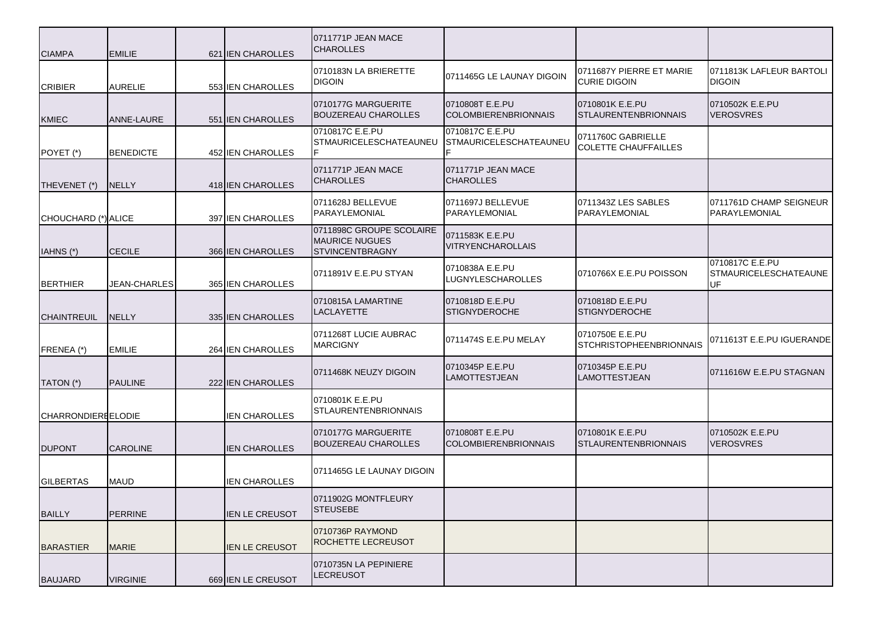| | | | | | | | |
|---|---|---|---|---|---|---|---|
| CIAMPA | EMILIE | 621 | IEN CHAROLLES | 0711771P JEAN MACE CHAROLLES | | | |
| CRIBIER | AURELIE | 553 | IEN CHAROLLES | 0710183N LA BRIERETTE DIGOIN | 0711465G LE LAUNAY DIGOIN | 0711687Y PIERRE ET MARIE CURIE DIGOIN | 0711813K LAFLEUR BARTOLI DIGOIN |
| KMIEC | ANNE-LAURE | 551 | IEN CHAROLLES | 0710177G MARGUERITE BOUZEREAU CHAROLLES | 0710808T E.E.PU COLOMBIERENBRIONNAIS | 0710801K E.E.PU STLAURENTENBRIONNAIS | 0710502K E.E.PU VEROSVRES |
| POYET (*) | BENEDICTE | 452 | IEN CHAROLLES | 0710817C E.E.PU STMAURICELESCHATEAUNEUF | 0710817C E.E.PU STMAURICELESCHATEAUNEUF | 0711760C GABRIELLE COLETTE CHAUFFAILLES | |
| THEVENET (*) | NELLY | 418 | IEN CHAROLLES | 0711771P JEAN MACE CHAROLLES | 0711771P JEAN MACE CHAROLLES | | |
| CHOUCHARD (*) | ALICE | 397 | IEN CHAROLLES | 0711628J BELLEVUE PARAYLEMONIAL | 0711697J BELLEVUE PARAYLEMONIAL | 0711343Z LES SABLES PARAYLEMONIAL | 0711761D CHAMP SEIGNEUR PARAYLEMONIAL |
| IAHNS (*) | CECILE | 366 | IEN CHAROLLES | 0711898C GROUPE SCOLAIRE MAURICE NUGUES STVINCENTBRAGNY | 0711583K E.E.PU VITRYENCHAROLLAIS | | |
| BERTHIER | JEAN-CHARLES | 365 | IEN CHAROLLES | 0711891V E.E.PU STYAN | 0710838A E.E.PU LUGNYLESCHAROLLES | 0710766X E.E.PU POISSON | 0710817C E.E.PU STMAURICELESCHATEAUNEUF |
| CHAINTREUIL | NELLY | 335 | IEN CHAROLLES | 0710815A LAMARTINE LACLAYETTE | 0710818D E.E.PU STIGNYDEROCHE | 0710818D E.E.PU STIGNYDEROCHE | |
| FRENEA (*) | EMILIE | 264 | IEN CHAROLLES | 0711268T LUCIE AUBRAC MARCIGNY | 0711474S E.E.PU MELAY | 0710750E E.E.PU STCHRISTOPHEENBRIONNAIS | 0711613T E.E.PU IGUERANDE |
| TATON (*) | PAULINE | 222 | IEN CHAROLLES | 0711468K NEUZY DIGOIN | 0710345P E.E.PU LAMOTTESTJEAN | 0710345P E.E.PU LAMOTTESTJEAN | 0711616W E.E.PU STAGNAN |
| CHARRONDIERE | ELODIE | | IEN CHAROLLES | 0710801K E.E.PU STLAURENTENBRIONNAIS | | | |
| DUPONT | CAROLINE | | IEN CHAROLLES | 0710177G MARGUERITE BOUZEREAU CHAROLLES | 0710808T E.E.PU COLOMBIERENBRIONNAIS | 0710801K E.E.PU STLAURENTENBRIONNAIS | 0710502K E.E.PU VEROSVRES |
| GILBERTAS | MAUD | | IEN CHAROLLES | 0711465G LE LAUNAY DIGOIN | | | |
| BAILLY | PERRINE | | IEN LE CREUSOT | 0711902G MONTFLEURY STEUSEBE | | | |
| BARASTIER | MARIE | | IEN LE CREUSOT | 0710736P RAYMOND ROCHETTE LECREUSOT | | | |
| BAUJARD | VIRGINIE | 669 | IEN LE CREUSOT | 0710735N LA PEPINIERE LECREUSOT | | | |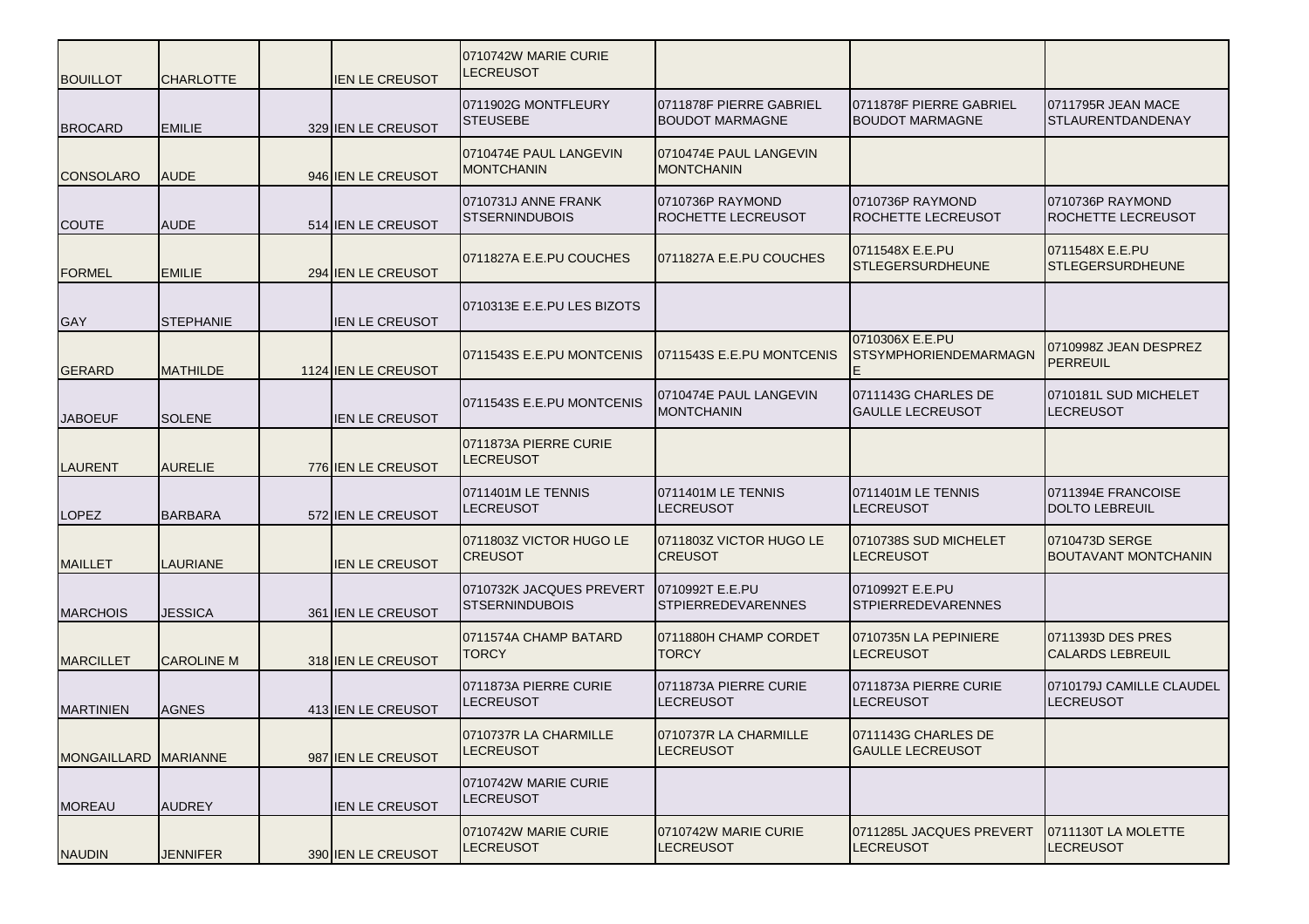| | | | | | | | |
|---|---|---|---|---|---|---|---|
| BOUILLOT | CHARLOTTE | | IEN LE CREUSOT | 0710742W MARIE CURIE LECREUSOT | | | |
| BROCARD | EMILIE | 329 | IEN LE CREUSOT | 0711902G MONTFLEURY STEUSEBE | 0711878F PIERRE GABRIEL BOUDOT MARMAGNE | 0711878F PIERRE GABRIEL BOUDOT MARMAGNE | 0711795R JEAN MACE STLAURENTDANDENAY |
| CONSOLARO | AUDE | 946 | IEN LE CREUSOT | 0710474E PAUL LANGEVIN MONTCHANIN | 0710474E PAUL LANGEVIN MONTCHANIN | | |
| COUTE | AUDE | 514 | IEN LE CREUSOT | 0710731J ANNE FRANK STSERNINDUBOIS | 0710736P RAYMOND ROCHETTE LECREUSOT | 0710736P RAYMOND ROCHETTE LECREUSOT | 0710736P RAYMOND ROCHETTE LECREUSOT |
| FORMEL | EMILIE | 294 | IEN LE CREUSOT | 0711827A E.E.PU COUCHES | 0711827A E.E.PU COUCHES | 0711548X E.E.PU STLEGERSURDHEUNE | 0711548X E.E.PU STLEGERSURDHEUNE |
| GAY | STEPHANIE | | IEN LE CREUSOT | 0710313E E.E.PU LES BIZOTS | | | |
| GERARD | MATHILDE | 1124 | IEN LE CREUSOT | 0711543S E.E.PU MONTCENIS | 0711543S E.E.PU MONTCENIS | 0710306X E.E.PU STSYMPHORIENDEMARMAGNE | 0710998Z JEAN DESPREZ PERREUIL |
| JABOEUF | SOLENE | | IEN LE CREUSOT | 0711543S E.E.PU MONTCENIS | 0710474E PAUL LANGEVIN MONTCHANIN | 0711143G CHARLES DE GAULLE LECREUSOT | 0710181L SUD MICHELET LECREUSOT |
| LAURENT | AURELIE | 776 | IEN LE CREUSOT | 0711873A PIERRE CURIE LECREUSOT | | | |
| LOPEZ | BARBARA | 572 | IEN LE CREUSOT | 0711401M LE TENNIS LECREUSOT | 0711401M LE TENNIS LECREUSOT | 0711401M LE TENNIS LECREUSOT | 0711394E FRANCOISE DOLTO LEBREUIL |
| MAILLET | LAURIANE | | IEN LE CREUSOT | 0711803Z VICTOR HUGO LE CREUSOT | 0711803Z VICTOR HUGO LE CREUSOT | 0710738S SUD MICHELET LECREUSOT | 0710473D SERGE BOUTAVANT MONTCHANIN |
| MARCHOIS | JESSICA | 361 | IEN LE CREUSOT | 0710732K JACQUES PREVERT STSERNINDUBOIS | 0710992T E.E.PU STPIERREDEVARENNES | 0710992T E.E.PU STPIERREDEVARENNES | |
| MARCILLET | CAROLINE M | 318 | IEN LE CREUSOT | 0711574A CHAMP BATARD TORCY | 0711880H CHAMP CORDET TORCY | 0710735N LA PEPINIERE LECREUSOT | 0711393D DES PRES CALARDS LEBREUIL |
| MARTINIEN | AGNES | 413 | IEN LE CREUSOT | 0711873A PIERRE CURIE LECREUSOT | 0711873A PIERRE CURIE LECREUSOT | 0711873A PIERRE CURIE LECREUSOT | 0710179J CAMILLE CLAUDEL LECREUSOT |
| MONGAILLARD | MARIANNE | 987 | IEN LE CREUSOT | 0710737R LA CHARMILLE LECREUSOT | 0710737R LA CHARMILLE LECREUSOT | 0711143G CHARLES DE GAULLE LECREUSOT | |
| MOREAU | AUDREY | | IEN LE CREUSOT | 0710742W MARIE CURIE LECREUSOT | | | |
| NAUDIN | JENNIFER | 390 | IEN LE CREUSOT | 0710742W MARIE CURIE LECREUSOT | 0710742W MARIE CURIE LECREUSOT | 0711285L JACQUES PREVERT LECREUSOT | 0711130T LA MOLETTE LECREUSOT |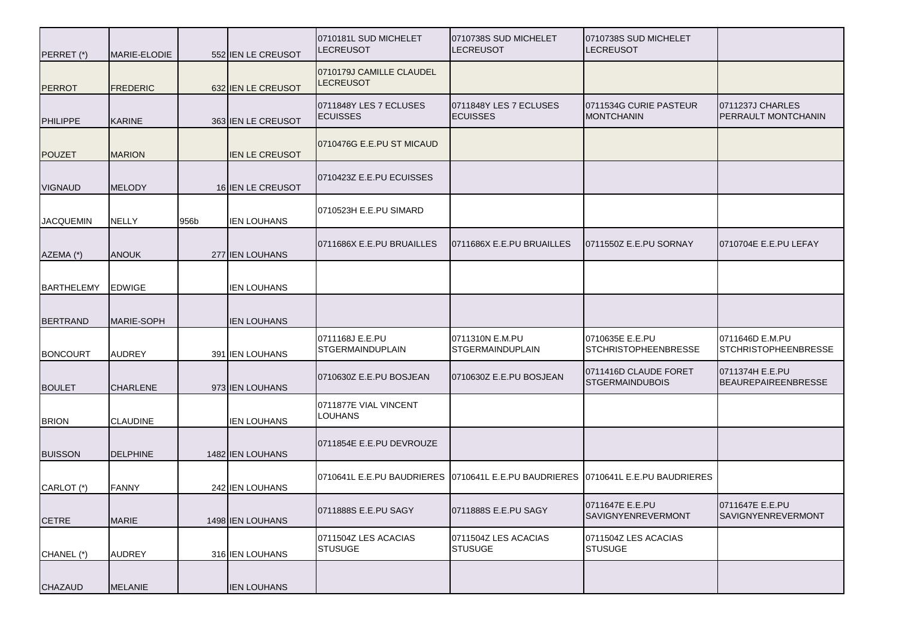| | | | | | | | |
|---|---|---|---|---|---|---|---|
| PERRET (*) | MARIE-ELODIE | 552 | IEN LE CREUSOT | 0710181L SUD MICHELET LECREUSOT | 0710738S SUD MICHELET LECREUSOT | 0710738S SUD MICHELET LECREUSOT | |
| PERROT | FREDERIC | 632 | IEN LE CREUSOT | 0710179J CAMILLE CLAUDEL LECREUSOT | | | |
| PHILIPPE | KARINE | 363 | IEN LE CREUSOT | 0711848Y LES 7 ECLUSES ECUISSES | 0711848Y LES 7 ECLUSES ECUISSES | 0711534G CURIE PASTEUR MONTCHANIN | 0711237J CHARLES PERRAULT MONTCHANIN |
| POUZET | MARION | | IEN LE CREUSOT | 0710476G E.E.PU ST MICAUD | | | |
| VIGNAUD | MELODY | 16 | IEN LE CREUSOT | 0710423Z E.E.PU ECUISSES | | | |
| JACQUEMIN | NELLY | 956b | IEN LOUHANS | 0710523H E.E.PU SIMARD | | | |
| AZEMA (*) | ANOUK | 277 | IEN LOUHANS | 0711686X E.E.PU BRUAILLES | 0711686X E.E.PU BRUAILLES | 0711550Z E.E.PU SORNAY | 0710704E E.E.PU LEFAY |
| BARTHELEMY | EDWIGE | | IEN LOUHANS | | | | |
| BERTRAND | MARIE-SOPH | | IEN LOUHANS | | | | |
| BONCOURT | AUDREY | 391 | IEN LOUHANS | 0711168J E.E.PU STGERMAINDUPLAIN | 0711310N E.M.PU STGERMAINDUPLAIN | 0710635E E.E.PU STCHRISTOPHEENBRESSE | 0711646D E.M.PU STCHRISTOPHEENBRESSE |
| BOULET | CHARLENE | 973 | IEN LOUHANS | 0710630Z E.E.PU BOSJEAN | 0710630Z E.E.PU BOSJEAN | 0711416D CLAUDE FORET STGERMAINDUBOIS | 0711374H E.E.PU BEAUREPAIREENBRESSE |
| BRION | CLAUDINE | | IEN LOUHANS | 0711877E VIAL VINCENT LOUHANS | | | |
| BUISSON | DELPHINE | 1482 | IEN LOUHANS | 0711854E E.E.PU DEVROUZE | | | |
| CARLOT (*) | FANNY | 242 | IEN LOUHANS | 0710641L E.E.PU BAUDRIERES | 0710641L E.E.PU BAUDRIERES | 0710641L E.E.PU BAUDRIERES | |
| CETRE | MARIE | 1498 | IEN LOUHANS | 0711888S E.E.PU SAGY | 0711888S E.E.PU SAGY | 0711647E E.E.PU SAVIGNYENREVERMONT | 0711647E E.E.PU SAVIGNYENREVERMONT |
| CHANEL (*) | AUDREY | 316 | IEN LOUHANS | 0711504Z LES ACACIAS STUSUGE | 0711504Z LES ACACIAS STUSUGE | 0711504Z LES ACACIAS STUSUGE | |
| CHAZAUD | MELANIE | | IEN LOUHANS | | | | |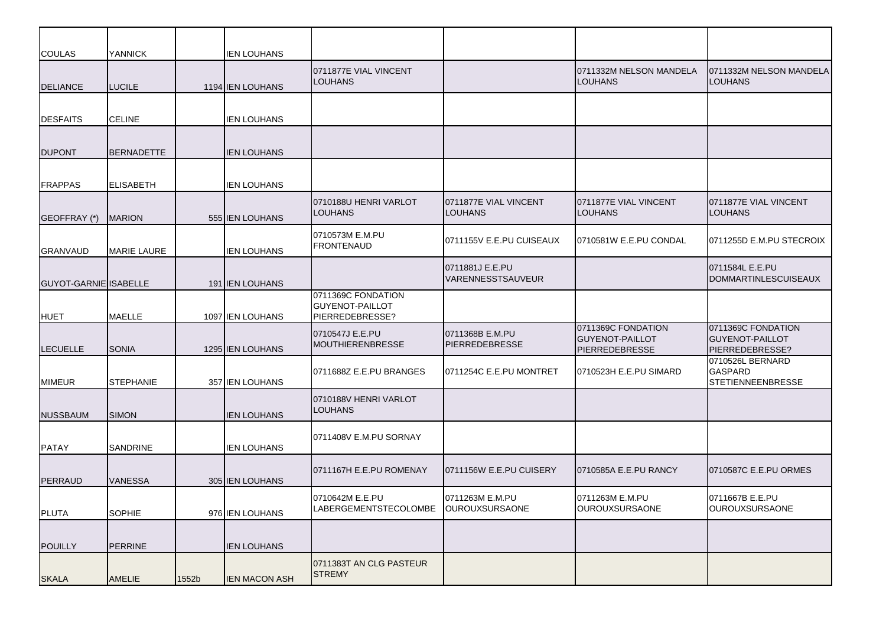| | | | | | | | |
|---|---|---|---|---|---|---|---|
| COULAS | YANNICK | | IEN LOUHANS | | | | |
| DELIANCE | LUCILE | 1194 | IEN LOUHANS | 0711877E VIAL VINCENT LOUHANS | | 0711332M NELSON MANDELA LOUHANS | 0711332M NELSON MANDELA LOUHANS |
| DESFAITS | CELINE | | IEN LOUHANS | | | | |
| DUPONT | BERNADETTE | | IEN LOUHANS | | | | |
| FRAPPAS | ELISABETH | | IEN LOUHANS | | | | |
| GEOFFRAY (*) | MARION | 555 | IEN LOUHANS | 0710188U HENRI VARLOT LOUHANS | 0711877E VIAL VINCENT LOUHANS | 0711877E VIAL VINCENT LOUHANS | 0711877E VIAL VINCENT LOUHANS |
| GRANVAUD | MARIE LAURE | | IEN LOUHANS | 0710573M E.M.PU FRONTENAUD | 0711155V E.E.PU CUISEAUX | 0710581W E.E.PU CONDAL | 0711255D E.M.PU STECROIX |
| GUYOT-GARNIE | ISABELLE | 191 | IEN LOUHANS | | 0711881J E.E.PU VARENNESSTSAUVEUR | | 0711584L E.E.PU DOMMARTINLESCUISEAUX |
| HUET | MAELLE | 1097 | IEN LOUHANS | 0711369C FONDATION GUYENOT-PAILLOT PIERREDEBRESSE? | | | |
| LECUELLE | SONIA | 1295 | IEN LOUHANS | 0710547J E.E.PU MOUTHIERENBRESSE | 0711368B E.M.PU PIERREDEBRESSE | 0711369C FONDATION GUYENOT-PAILLOT PIERREDEBRESSE | 0711369C FONDATION GUYENOT-PAILLOT PIERREDEBRESSE? |
| MIMEUR | STEPHANIE | 357 | IEN LOUHANS | 0711688Z E.E.PU BRANGES | 0711254C E.E.PU MONTRET | 0710523H E.E.PU SIMARD | 0710526L BERNARD GASPARD STETIENNEENBRESSE |
| NUSSBAUM | SIMON | | IEN LOUHANS | 0710188V HENRI VARLOT LOUHANS | | | |
| PATAY | SANDRINE | | IEN LOUHANS | 0711408V E.M.PU SORNAY | | | |
| PERRAUD | VANESSA | 305 | IEN LOUHANS | 0711167H E.E.PU ROMENAY | 0711156W E.E.PU CUISERY | 0710585A E.E.PU RANCY | 0710587C E.E.PU ORMES |
| PLUTA | SOPHIE | 976 | IEN LOUHANS | 0710642M E.E.PU LABERGEMENTSTECOLOMBE | 0711263M E.M.PU OUROUXSURSAONE | 0711263M E.M.PU OUROUXSURSAONE | 0711667B E.E.PU OUROUXSURSAONE |
| POUILLY | PERRINE | | IEN LOUHANS | | | | |
| SKALA | AMELIE | 1552b | IEN MACON ASH | 0711383T AN CLG PASTEUR STREMY | | | |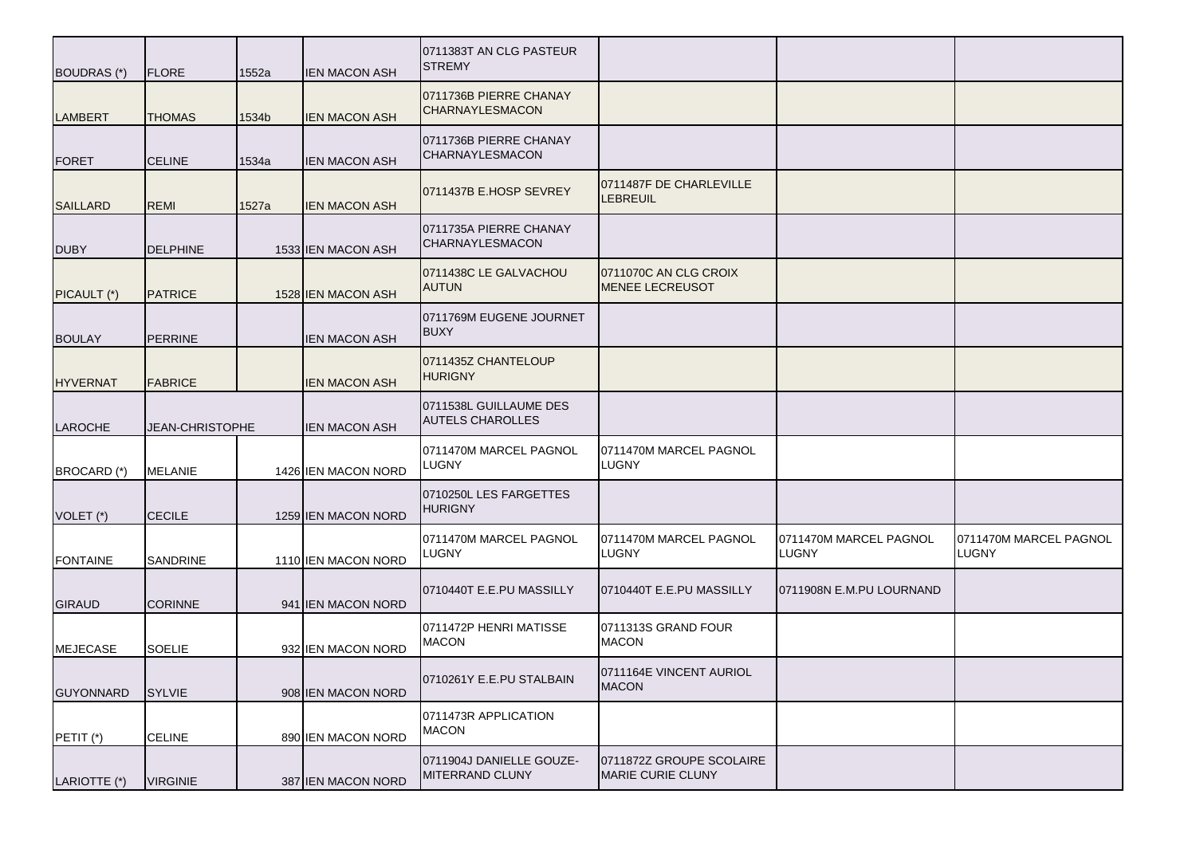| | | | | | | | |
|---|---|---|---|---|---|---|---|
| BOUDRAS (*) | FLORE | 1552a | IEN MACON ASH | 0711383T AN CLG PASTEUR STREMY | | | |
| LAMBERT | THOMAS | 1534b | IEN MACON ASH | 0711736B PIERRE CHANAY CHARNAYLESMACON | | | |
| FORET | CELINE | 1534a | IEN MACON ASH | 0711736B PIERRE CHANAY CHARNAYLESMACON | | | |
| SAILLARD | REMI | 1527a | IEN MACON ASH | 0711437B E.HOSP SEVREY | 0711487F DE CHARLEVILLE LEBREUIL | | |
| DUBY | DELPHINE | 1533 | IEN MACON ASH | 0711735A PIERRE CHANAY CHARNAYLESMACON | | | |
| PICAULT (*) | PATRICE | 1528 | IEN MACON ASH | 0711438C LE GALVACHOU AUTUN | 0711070C AN CLG CROIX MENEE LECREUSOT | | |
| BOULAY | PERRINE | | IEN MACON ASH | 0711769M EUGENE JOURNET BUXY | | | |
| HYVERNAT | FABRICE | | IEN MACON ASH | 0711435Z CHANTELOUP HURIGNY | | | |
| LAROCHE | JEAN-CHRISTOPHE | | IEN MACON ASH | 0711538L GUILLAUME DES AUTELS CHAROLLES | | | |
| BROCARD (*) | MELANIE | 1426 | IEN MACON NORD | 0711470M MARCEL PAGNOL LUGNY | 0711470M MARCEL PAGNOL LUGNY | | |
| VOLET (*) | CECILE | 1259 | IEN MACON NORD | 0710250L LES FARGETTES HURIGNY | | | |
| FONTAINE | SANDRINE | 1110 | IEN MACON NORD | 0711470M MARCEL PAGNOL LUGNY | 0711470M MARCEL PAGNOL LUGNY | 0711470M MARCEL PAGNOL LUGNY | 0711470M MARCEL PAGNOL LUGNY |
| GIRAUD | CORINNE | 941 | IEN MACON NORD | 0710440T E.E.PU MASSILLY | 0710440T E.E.PU MASSILLY | 0711908N E.M.PU LOURNAND | |
| MEJECASE | SOELIE | 932 | IEN MACON NORD | 0711472P HENRI MATISSE MACON | 0711313S GRAND FOUR MACON | | |
| GUYONNARD | SYLVIE | 908 | IEN MACON NORD | 0710261Y E.E.PU STALBAIN | 0711164E VINCENT AURIOL MACON | | |
| PETIT (*) | CELINE | 890 | IEN MACON NORD | 0711473R APPLICATION MACON | | | |
| LARIOTTE (*) | VIRGINIE | 387 | IEN MACON NORD | 0711904J DANIELLE GOUZE-MITERRAND CLUNY | 0711872Z GROUPE SCOLAIRE MARIE CURIE CLUNY | | |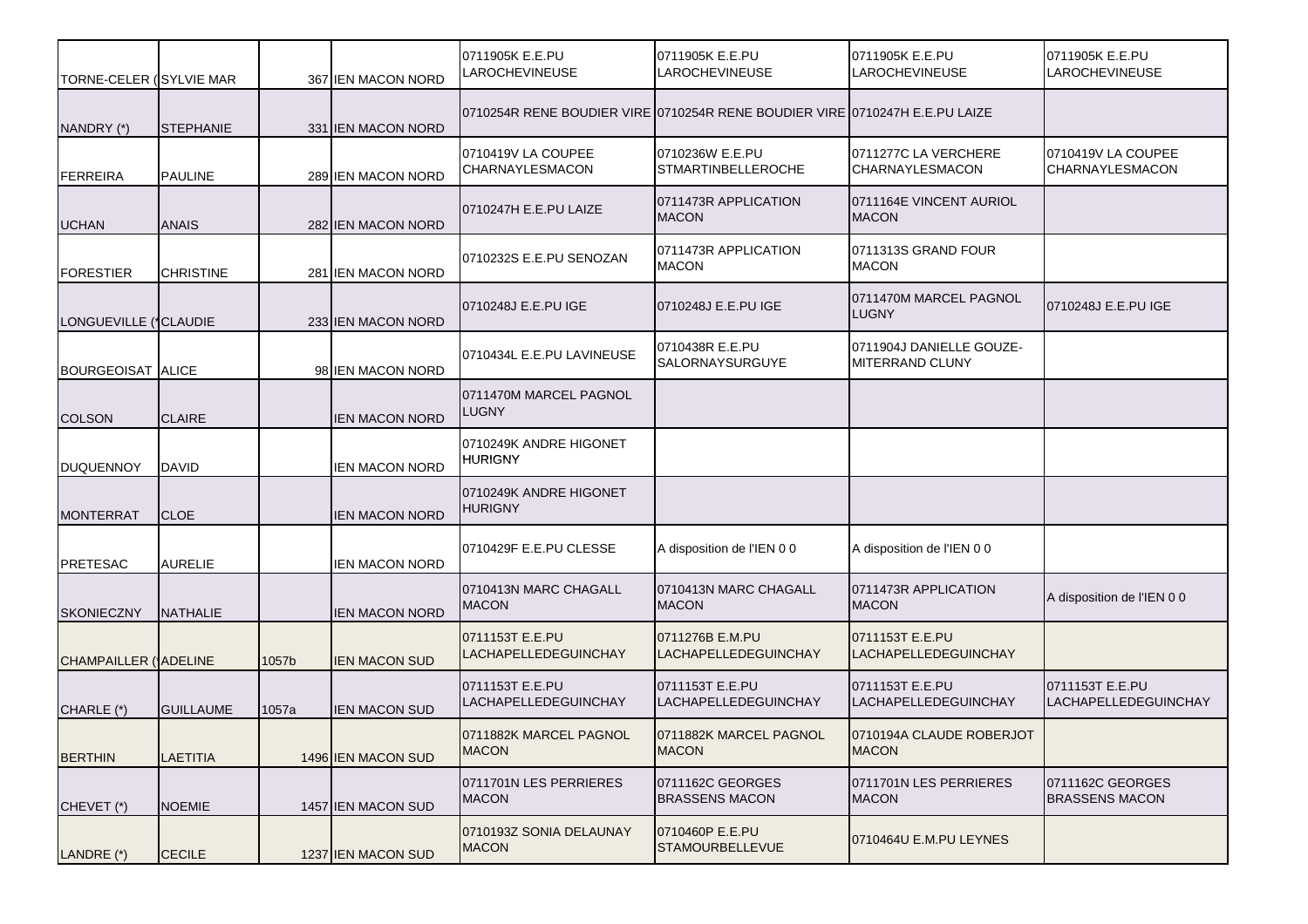| | | | | | | | |
|---|---|---|---|---|---|---|---|
| TORNE-CELER (SYLVIE MAR | | 367 | IEN MACON NORD | 0711905K E.E.PU LAROCHEVINEUSE | 0711905K E.E.PU LAROCHEVINEUSE | 0711905K E.E.PU LAROCHEVINEUSE | 0711905K E.E.PU LAROCHEVINEUSE |
| NANDRY (*) | STEPHANIE | 331 | IEN MACON NORD | 0710254R RENE BOUDIER VIRE | 0710254R RENE BOUDIER VIRE | 0710247H E.E.PU LAIZE | |
| FERREIRA | PAULINE | 289 | IEN MACON NORD | 0710419V LA COUPEE CHARNAYLESMACON | 0710236W E.E.PU STMARTINBELLEROCHE | 0711277C LA VERCHERE CHARNAYLESMACON | 0710419V LA COUPEE CHARNAYLESMACON |
| UCHAN | ANAIS | 282 | IEN MACON NORD | 0710247H E.E.PU LAIZE | 0711473R APPLICATION MACON | 0711164E VINCENT AURIOL MACON | |
| FORESTIER | CHRISTINE | 281 | IEN MACON NORD | 0710232S E.E.PU SENOZAN | 0711473R APPLICATION MACON | 0711313S GRAND FOUR MACON | |
| LONGUEVILLE (*CLAUDIE | | 233 | IEN MACON NORD | 0710248J E.E.PU IGE | 0710248J E.E.PU IGE | 0711470M MARCEL PAGNOL LUGNY | 0710248J E.E.PU IGE |
| BOURGEOISAT | ALICE | 98 | IEN MACON NORD | 0710434L E.E.PU LAVINEUSE | 0710438R E.E.PU SALORNAYSURGUYE | 0711904J DANIELLE GOUZE-MITERRAND CLUNY | |
| COLSON | CLAIRE | | IEN MACON NORD | 0711470M MARCEL PAGNOL LUGNY | | | |
| DUQUENNOY | DAVID | | IEN MACON NORD | 0710249K ANDRE HIGONET HURIGNY | | | |
| MONTERRAT | CLOE | | IEN MACON NORD | 0710249K ANDRE HIGONET HURIGNY | | | |
| PRETESAC | AURELIE | | IEN MACON NORD | 0710429F E.E.PU CLESSE | A disposition de l'IEN 0 0 | A disposition de l'IEN 0 0 | |
| SKONIECZNY | NATHALIE | | IEN MACON NORD | 0710413N MARC CHAGALL MACON | 0710413N MARC CHAGALL MACON | 0711473R APPLICATION MACON | A disposition de l'IEN 0 0 |
| CHAMPAILLER (ADELINE | | 1057b | IEN MACON SUD | 0711153T E.E.PU LACHAPELLEDEGUINCHAY | 0711276B E.M.PU LACHAPELLEDEGUINCHAY | 0711153T E.E.PU LACHAPELLEDEGUINCHAY | |
| CHARLE (*) | GUILLAUME | 1057a | IEN MACON SUD | 0711153T E.E.PU LACHAPELLEDEGUINCHAY | 0711153T E.E.PU LACHAPELLEDEGUINCHAY | 0711153T E.E.PU LACHAPELLEDEGUINCHAY | 0711153T E.E.PU LACHAPELLEDEGUINCHAY |
| BERTHIN | LAETITIA | 1496 | IEN MACON SUD | 0711882K MARCEL PAGNOL MACON | 0711882K MARCEL PAGNOL MACON | 0710194A CLAUDE ROBERJOT MACON | |
| CHEVET (*) | NOEMIE | 1457 | IEN MACON SUD | 0711701N LES PERRIERES MACON | 0711162C GEORGES BRASSENS MACON | 0711701N LES PERRIERES MACON | 0711162C GEORGES BRASSENS MACON |
| LANDRE (*) | CECILE | 1237 | IEN MACON SUD | 0710193Z SONIA DELAUNAY MACON | 0710460P E.E.PU STAMOURBELLEVUE | 0710464U E.M.PU LEYNES | |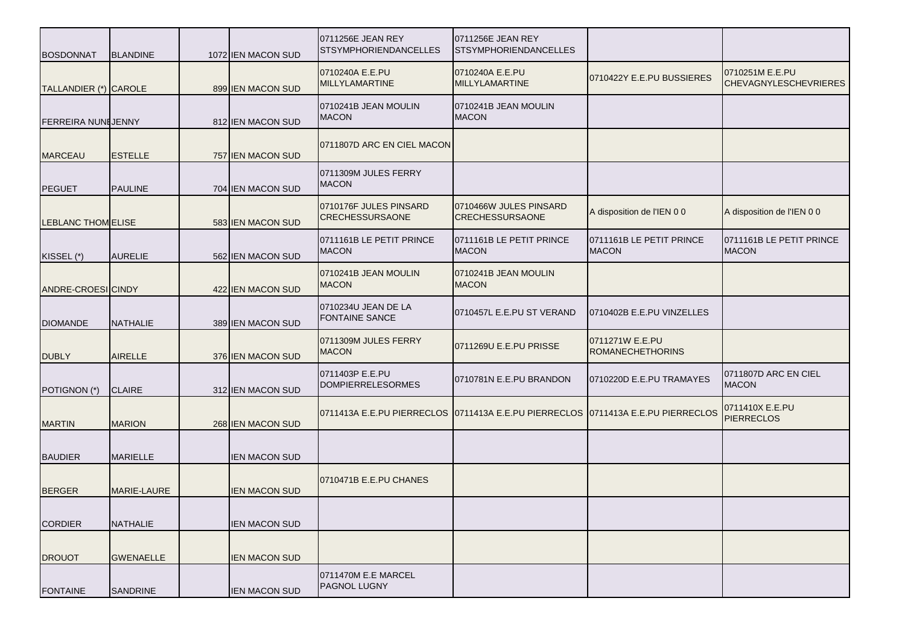| | | | | | | | |
|---|---|---|---|---|---|---|---|
| BOSDONNAT | BLANDINE | 1072 | IEN MACON SUD | 0711256E JEAN REY STSYMPHORIENDANCELLES | 0711256E JEAN REY STSYMPHORIENDANCELLES | | |
| TALLANDIER (*) | CAROLE | 899 | IEN MACON SUD | 0710240A E.E.PU MILLYLAMARTINE | 0710240A E.E.PU MILLYLAMARTINE | 0710422Y E.E.PU BUSSIERES | 0710251M E.E.PU CHEVAGNYLESCHEVRIERES |
| FERREIRA NUNE | JENNY | 812 | IEN MACON SUD | 0710241B JEAN MOULIN MACON | 0710241B JEAN MOULIN MACON | | |
| MARCEAU | ESTELLE | 757 | IEN MACON SUD | 0711807D ARC EN CIEL MACON | | | |
| PEGUET | PAULINE | 704 | IEN MACON SUD | 0711309M JULES FERRY MACON | | | |
| LEBLANC THOM | ELISE | 583 | IEN MACON SUD | 0710176F JULES PINSARD CRECHESSURSAONE | 0710466W JULES PINSARD CRECHESSURSAONE | A disposition de l'IEN 0 0 | A disposition de l'IEN 0 0 |
| KISSEL (*) | AURELIE | 562 | IEN MACON SUD | 0711161B LE PETIT PRINCE MACON | 0711161B LE PETIT PRINCE MACON | 0711161B LE PETIT PRINCE MACON | 0711161B LE PETIT PRINCE MACON |
| ANDRE-CROESI | CINDY | 422 | IEN MACON SUD | 0710241B JEAN MOULIN MACON | 0710241B JEAN MOULIN MACON | | |
| DIOMANDE | NATHALIE | 389 | IEN MACON SUD | 0710234U JEAN DE LA FONTAINE SANCE | 0710457L E.E.PU ST VERAND | 0710402B E.E.PU VINZELLES | |
| DUBLY | AIRELLE | 376 | IEN MACON SUD | 0711309M JULES FERRY MACON | 0711269U E.E.PU PRISSE | 0711271W E.E.PU ROMANECHETHORINS | |
| POTIGNON (*) | CLAIRE | 312 | IEN MACON SUD | 0711403P E.E.PU DOMPIERRELESORMES | 0710781N E.E.PU BRANDON | 0710220D E.E.PU TRAMAYES | 0711807D ARC EN CIEL MACON |
| MARTIN | MARION | 268 | IEN MACON SUD | 0711413A E.E.PU PIERRECLOS | 0711413A E.E.PU PIERRECLOS | 0711413A E.E.PU PIERRECLOS | 0711410X E.E.PU PIERRECLOS |
| BAUDIER | MARIELLE | | IEN MACON SUD | | | | |
| BERGER | MARIE-LAURE | | IEN MACON SUD | 0710471B E.E.PU CHANES | | | |
| CORDIER | NATHALIE | | IEN MACON SUD | | | | |
| DROUOT | GWENAELLE | | IEN MACON SUD | | | | |
| FONTAINE | SANDRINE | | IEN MACON SUD | 0711470M E.E MARCEL PAGNOL LUGNY | | | |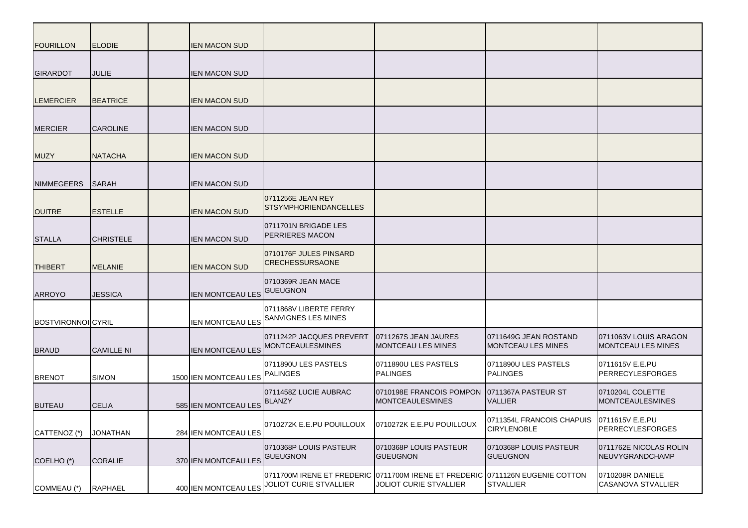| | | | | | | | |
|---|---|---|---|---|---|---|---|
| FOURILLON | ELODIE | | IEN MACON SUD | | | | |
| GIRARDOT | JULIE | | IEN MACON SUD | | | | |
| LEMERCIER | BEATRICE | | IEN MACON SUD | | | | |
| MERCIER | CAROLINE | | IEN MACON SUD | | | | |
| MUZY | NATACHA | | IEN MACON SUD | | | | |
| NIMMEGEERS | SARAH | | IEN MACON SUD | | | | |
| OUITRE | ESTELLE | | IEN MACON SUD | 0711256E JEAN REY STSYMPHORIENDANCELLES | | | |
| STALLA | CHRISTELE | | IEN MACON SUD | 0711701N BRIGADE LES PERRIERES MACON | | | |
| THIBERT | MELANIE | | IEN MACON SUD | 0710176F JULES PINSARD CRECHESSURSAONE | | | |
| ARROYO | JESSICA | | IEN MONTCEAU LES | 0710369R JEAN MACE GUEUGNON | | | |
| BOSTVIRONNOI CYRIL | | | IEN MONTCEAU LES | 0711868V LIBERTE FERRY SANVIGNES LES MINES | | | |
| BRAUD | CAMILLE NI | | IEN MONTCEAU LES | 0711242P JACQUES PREVERT MONTCEAULESMINES | 0711267S JEAN JAURES MONTCEAU LES MINES | 0711649G JEAN ROSTAND MONTCEAU LES MINES | 0711063V LOUIS ARAGON MONTCEAU LES MINES |
| BRENOT | SIMON | 1500 | IEN MONTCEAU LES | 0711890U LES PASTELS PALINGES | 0711890U LES PASTELS PALINGES | 0711890U LES PASTELS PALINGES | 0711615V E.E.PU PERRECYLESFORGES |
| BUTEAU | CELIA | 585 | IEN MONTCEAU LES | 0711458Z LUCIE AUBRAC BLANZY | 0710198E FRANCOIS POMPON MONTCEAULESMINES | 0711367A PASTEUR ST VALLIER | 0710204L COLETTE MONTCEAULESMINES |
| CATTENOZ (*) | JONATHAN | 284 | IEN MONTCEAU LES | 0710272K E.E.PU POUILLOUX | 0710272K E.E.PU POUILLOUX | 0711354L FRANCOIS CHAPUIS CIRYLENOBLE | 0711615V E.E.PU PERRECYLESFORGES |
| COELHO (*) | CORALIE | 370 | IEN MONTCEAU LES | 0710368P LOUIS PASTEUR GUEUGNON | 0710368P LOUIS PASTEUR GUEUGNON | 0710368P LOUIS PASTEUR GUEUGNON | 0711762E NICOLAS ROLIN NEUVYGRANDCHAMP |
| COMMEAU (*) | RAPHAEL | 400 | IEN MONTCEAU LES | 0711700M IRENE ET FREDERIC JOLIOT CURIE STVALLIER | 0711700M IRENE ET FREDERIC JOLIOT CURIE STVALLIER | 0711126N EUGENIE COTTON STVALLIER | 0710208R DANIELE CASANOVA STVALLIER |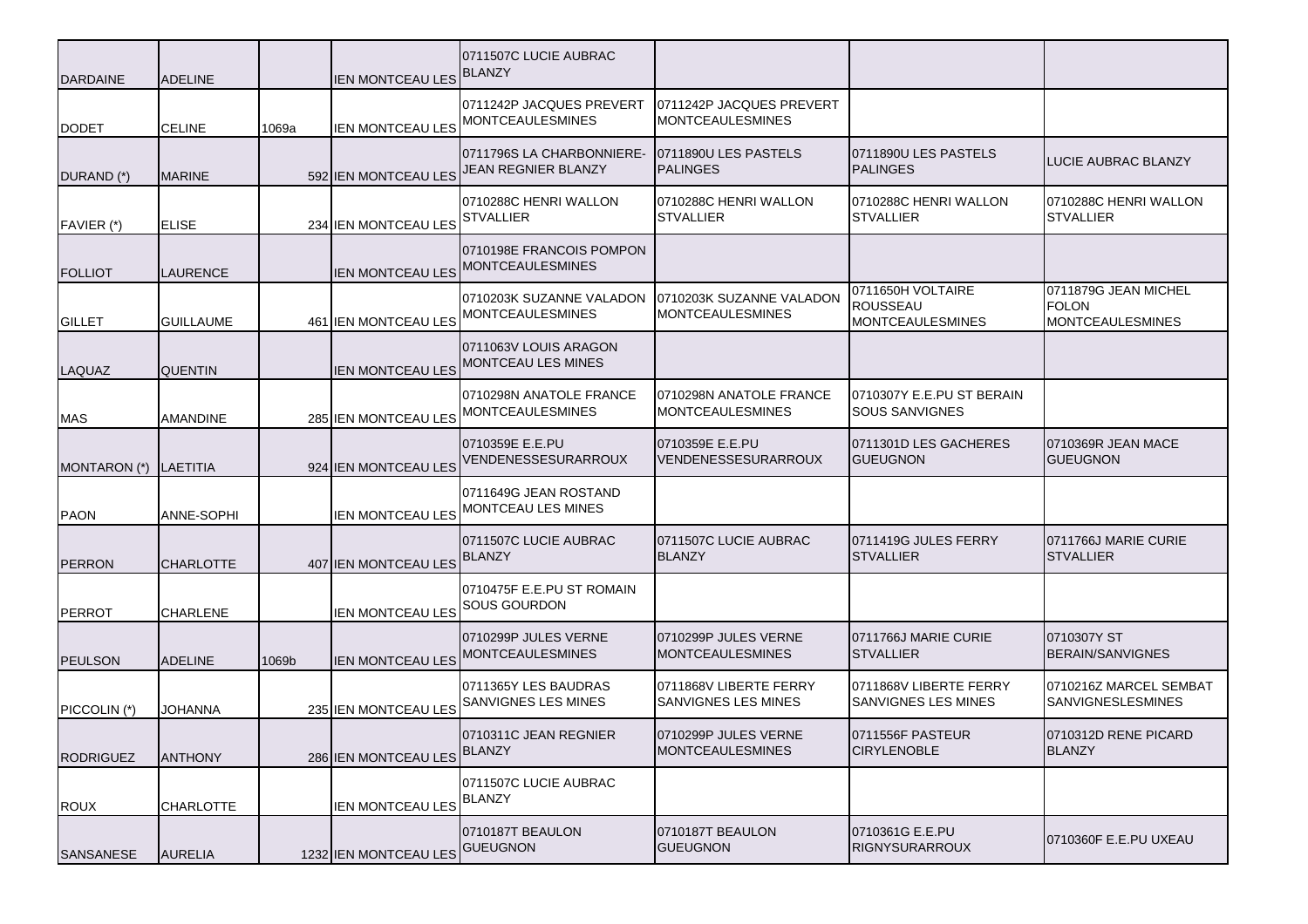| | | | | | | | |
|---|---|---|---|---|---|---|---|
| DARDAINE | ADELINE | | IEN MONTCEAU LES | 0711507C LUCIE AUBRAC BLANZY | | | |
| DODET | CELINE | 1069a | IEN MONTCEAU LES | 0711242P JACQUES PREVERT MONTCEAULESMINES | 0711242P JACQUES PREVERT MONTCEAULESMINES | | |
| DURAND (*) | MARINE | 592 | IEN MONTCEAU LES | 0711796S LA CHARBONNIERE-JEAN REGNIER BLANZY | 0711890U LES PASTELS PALINGES | 0711890U LES PASTELS PALINGES | LUCIE AUBRAC BLANZY |
| FAVIER (*) | ELISE | 234 | IEN MONTCEAU LES | 0710288C HENRI WALLON STVALLIER | 0710288C HENRI WALLON STVALLIER | 0710288C HENRI WALLON STVALLIER | 0710288C HENRI WALLON STVALLIER |
| FOLLIOT | LAURENCE | | IEN MONTCEAU LES | 0710198E FRANCOIS POMPON MONTCEAULESMINES | | | |
| GILLET | GUILLAUME | 461 | IEN MONTCEAU LES | 0710203K SUZANNE VALADON MONTCEAULESMINES | 0710203K SUZANNE VALADON MONTCEAULESMINES | 0711650H VOLTAIRE ROUSSEAU MONTCEAULESMINES | 0711879G JEAN MICHEL FOLON MONTCEAULESMINES |
| LAQUAZ | QUENTIN | | IEN MONTCEAU LES | 0711063V LOUIS ARAGON MONTCEAU LES MINES | | | |
| MAS | AMANDINE | 285 | IEN MONTCEAU LES | 0710298N ANATOLE FRANCE MONTCEAULESMINES | 0710298N ANATOLE FRANCE MONTCEAULESMINES | 0710307Y E.E.PU ST BERAIN SOUS SANVIGNES | |
| MONTARON (*) | LAETITIA | 924 | IEN MONTCEAU LES | 0710359E E.E.PU VENDENESSESURARROUX | 0710359E E.E.PU VENDENESSESURARROUX | 0711301D LES GACHERES GUEUGNON | 0710369R JEAN MACE GUEUGNON |
| PAON | ANNE-SOPHI | | IEN MONTCEAU LES | 0711649G JEAN ROSTAND MONTCEAU LES MINES | | | |
| PERRON | CHARLOTTE | 407 | IEN MONTCEAU LES | 0711507C LUCIE AUBRAC BLANZY | 0711507C LUCIE AUBRAC BLANZY | 0711419G JULES FERRY STVALLIER | 0711766J MARIE CURIE STVALLIER |
| PERROT | CHARLENE | | IEN MONTCEAU LES | 0710475F E.E.PU ST ROMAIN SOUS GOURDON | | | |
| PEULSON | ADELINE | 1069b | IEN MONTCEAU LES | 0710299P JULES VERNE MONTCEAULESMINES | 0710299P JULES VERNE MONTCEAULESMINES | 0711766J MARIE CURIE STVALLIER | 0710307Y ST BERAIN/SANVIGNES |
| PICCOLIN (*) | JOHANNA | 235 | IEN MONTCEAU LES | 0711365Y LES BAUDRAS SANVIGNES LES MINES | 0711868V LIBERTE FERRY SANVIGNES LES MINES | 0711868V LIBERTE FERRY SANVIGNES LES MINES | 0710216Z MARCEL SEMBAT SANVIGNESLESMINES |
| RODRIGUEZ | ANTHONY | 286 | IEN MONTCEAU LES | 0710311C JEAN REGNIER BLANZY | 0710299P JULES VERNE MONTCEAULESMINES | 0711556F PASTEUR CIRYLENOBLE | 0710312D RENE PICARD BLANZY |
| ROUX | CHARLOTTE | | IEN MONTCEAU LES | 0711507C LUCIE AUBRAC BLANZY | | | |
| SANSANESE | AURELIA | 1232 | IEN MONTCEAU LES | 0710187T BEAULON GUEUGNON | 0710187T BEAULON GUEUGNON | 0710361G E.E.PU RIGNYSURARROUX | 0710360F E.E.PU UXEAU |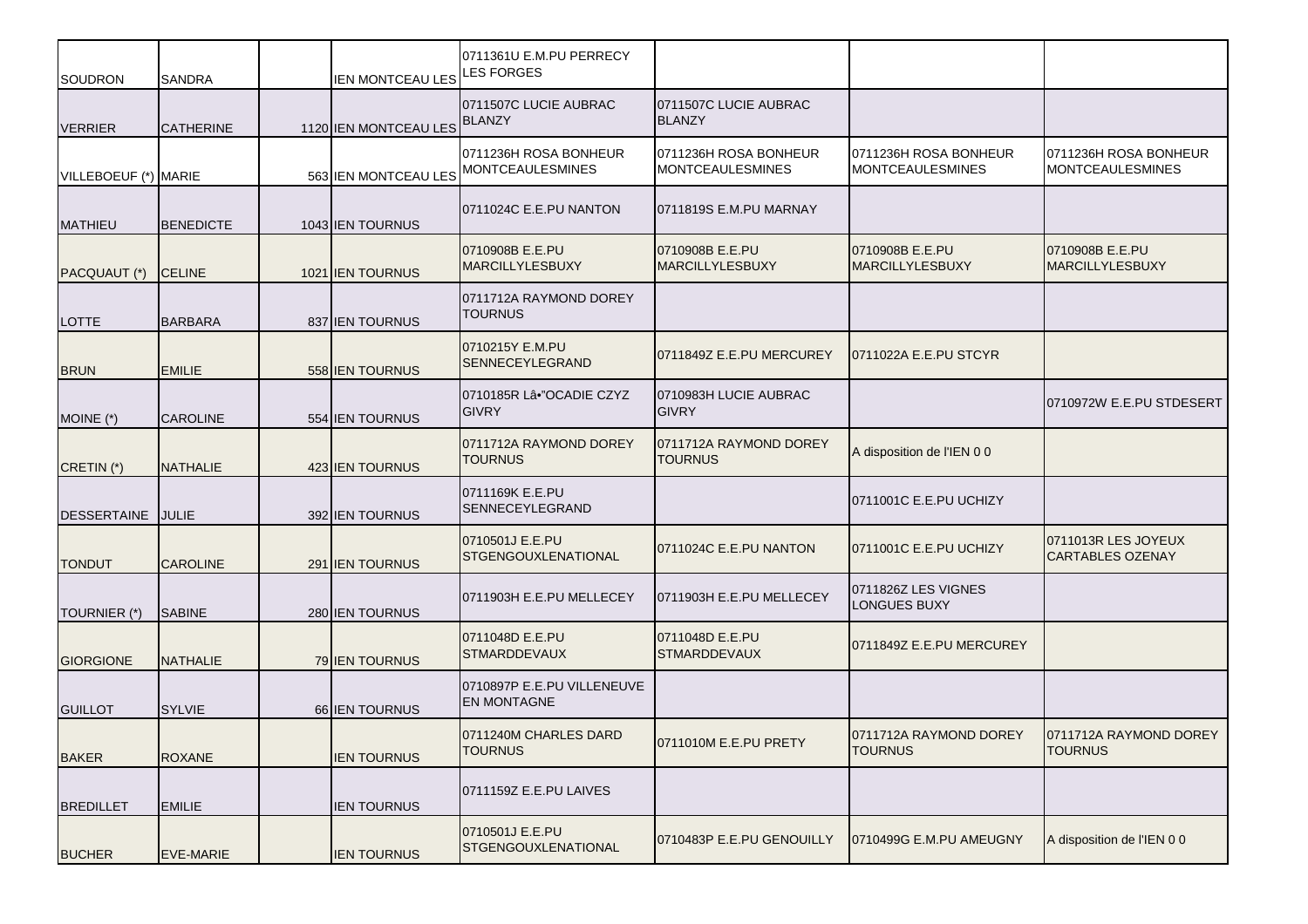| SOUDRON | SANDRA | | IEN MONTCEAU LES | 0711361U E.M.PU PERRECY LES FORGES | | | |
|---|---|---|---|---|---|---|---|
| VERRIER | CATHERINE | 1120 | IEN MONTCEAU LES | 0711507C LUCIE AUBRAC BLANZY | 0711507C LUCIE AUBRAC BLANZY | | |
| VILLEBOEUF (*) | MARIE | 563 | IEN MONTCEAU LES | 0711236H ROSA BONHEUR MONTCEAULESMINES | 0711236H ROSA BONHEUR MONTCEAULESMINES | 0711236H ROSA BONHEUR MONTCEAULESMINES | 0711236H ROSA BONHEUR MONTCEAULESMINES |
| MATHIEU | BENEDICTE | 1043 | IEN TOURNUS | 0711024C E.E.PU NANTON | 0711819S E.M.PU MARNAY | | |
| PACQUAUT (*) | CELINE | 1021 | IEN TOURNUS | 0710908B E.E.PU MARCILLYLESBUXY | 0710908B E.E.PU MARCILLYLESBUXY | 0710908B E.E.PU MARCILLYLESBUXY | 0710908B E.E.PU MARCILLYLESBUXY |
| LOTTE | BARBARA | 837 | IEN TOURNUS | 0711712A RAYMOND DOREY TOURNUS | | | |
| BRUN | EMILIE | 558 | IEN TOURNUS | 0710215Y E.M.PU SENNECEYLEGRAND | 0711849Z E.E.PU MERCUREY | 0711022A E.E.PU STCYR | |
| MOINE (*) | CAROLINE | 554 | IEN TOURNUS | 0710185R Lâ•"OCADIE CZYZ GIVRY | 0710983H LUCIE AUBRAC GIVRY | | 0710972W E.E.PU STDESERT |
| CRETIN (*) | NATHALIE | 423 | IEN TOURNUS | 0711712A RAYMOND DOREY TOURNUS | 0711712A RAYMOND DOREY TOURNUS | A disposition de l'IEN 0 0 | |
| DESSERTAINE | JULIE | 392 | IEN TOURNUS | 0711169K E.E.PU SENNECEYLEGRAND | | 0711001C E.E.PU UCHIZY | |
| TONDUT | CAROLINE | 291 | IEN TOURNUS | 0710501J E.E.PU STGENGOUXLENATIONAL | 0711024C E.E.PU NANTON | 0711001C E.E.PU UCHIZY | 0711013R LES JOYEUX CARTABLES OZENAY |
| TOURNIER (*) | SABINE | 280 | IEN TOURNUS | 0711903H E.E.PU MELLECEY | 0711903H E.E.PU MELLECEY | 0711826Z LES VIGNES LONGUES BUXY | |
| GIORGIONE | NATHALIE | 79 | IEN TOURNUS | 0711048D E.E.PU STMARDDEVAUX | 0711048D E.E.PU STMARDDEVAUX | 0711849Z E.E.PU MERCUREY | |
| GUILLOT | SYLVIE | 66 | IEN TOURNUS | 0710897P E.E.PU VILLENEUVE EN MONTAGNE | | | |
| BAKER | ROXANE | | IEN TOURNUS | 0711240M CHARLES DARD TOURNUS | 0711010M E.E.PU PRETY | 0711712A RAYMOND DOREY TOURNUS | 0711712A RAYMOND DOREY TOURNUS |
| BREDILLET | EMILIE | | IEN TOURNUS | 0711159Z E.E.PU LAIVES | | | |
| BUCHER | EVE-MARIE | | IEN TOURNUS | 0710501J E.E.PU STGENGOUXLENATIONAL | 0710483P E.E.PU GENOUILLY | 0710499G E.M.PU AMEUGNY | A disposition de l'IEN 0 0 |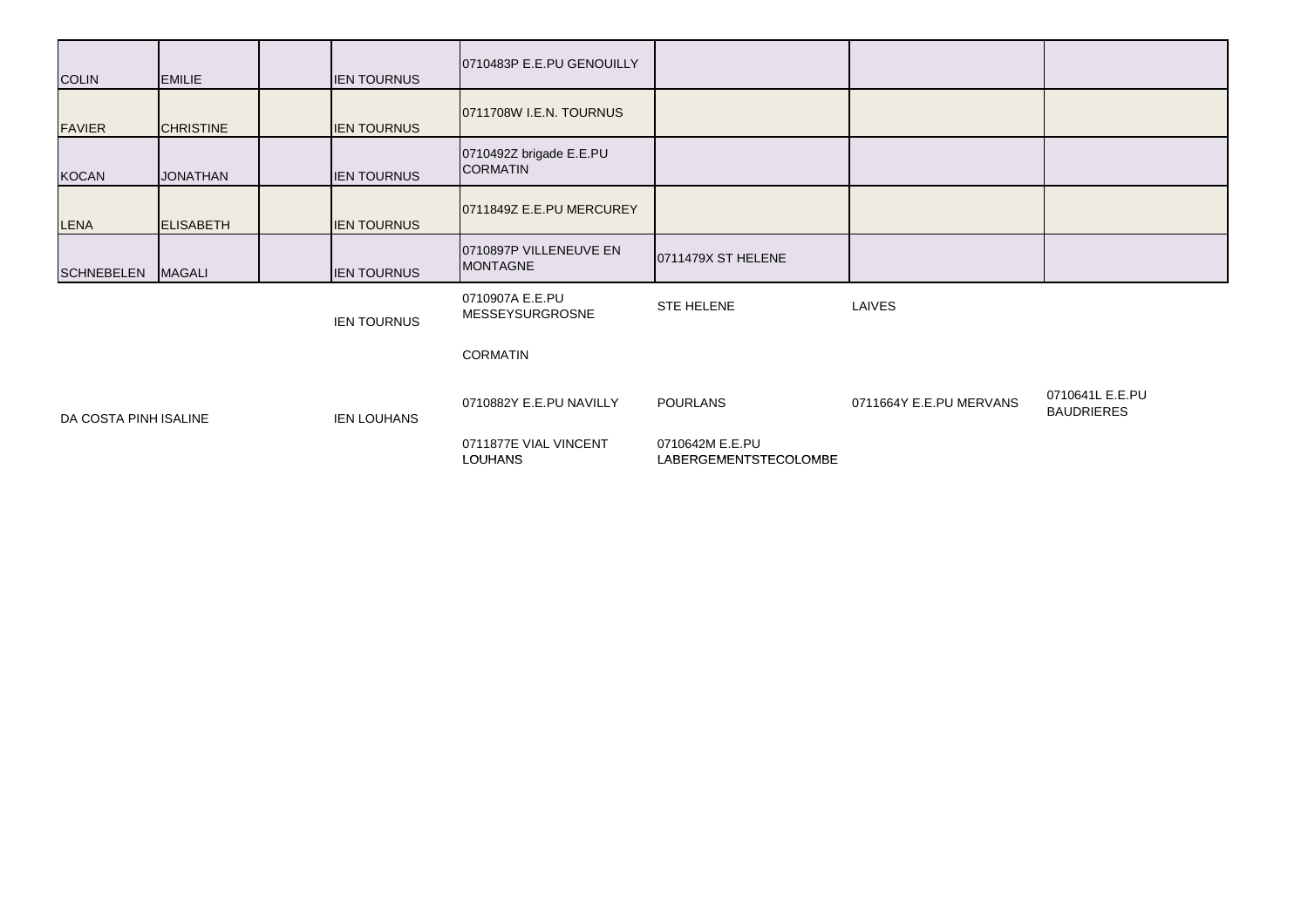| | | | | | | | |
|---|---|---|---|---|---|---|---|
| COLIN | EMILIE | | IEN TOURNUS | 0710483P E.E.PU GENOUILLY | | | |
| FAVIER | CHRISTINE | | IEN TOURNUS | 0711708W I.E.N. TOURNUS | | | |
| KOCAN | JONATHAN | | IEN TOURNUS | 0710492Z brigade E.E.PU CORMATIN | | | |
| LENA | ELISABETH | | IEN TOURNUS | 0711849Z E.E.PU MERCUREY | | | |
| SCHNEBELEN | MAGALI | | IEN TOURNUS | 0710897P VILLENEUVE EN MONTAGNE | 0711479X ST HELENE | | |
| | | | IEN TOURNUS | 0710907A E.E.PU MESSEYSURGROSNE | STE HELENE | LAIVES | |
| | | | | CORMATIN | | | |
| DA COSTA PINH ISALINE | | | IEN LOUHANS | 0710882Y E.E.PU NAVILLY | POURLANS | 0711664Y E.E.PU MERVANS | 0710641L E.E.PU BAUDRIERES |
| | | | | 0711877E VIAL VINCENT LOUHANS | 0710642M E.E.PU LABERGEMENTSTECOLOMBE | | |